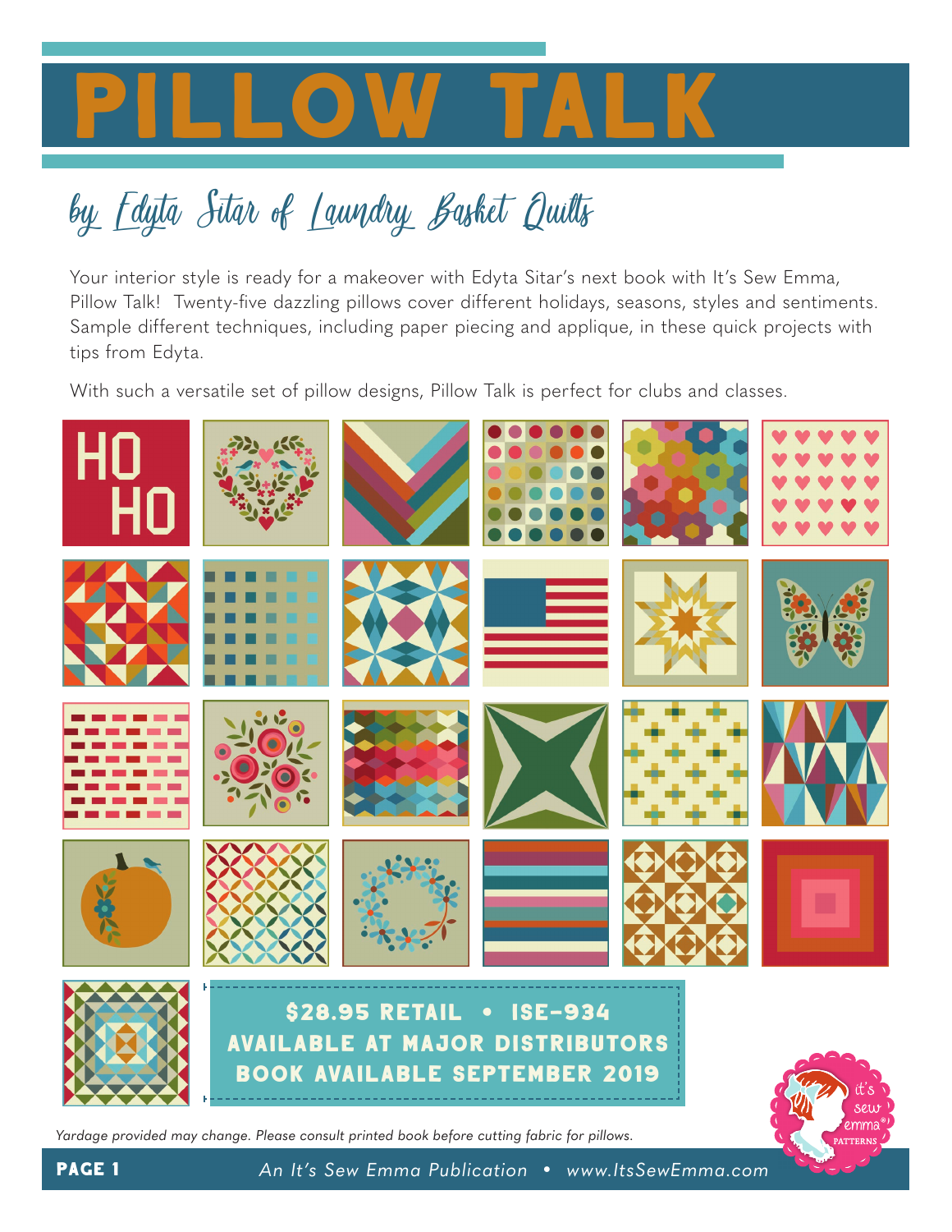# PILLOW TALK

## by Edyta Sitar of Laundry Basket Quilts

Your interior style is ready for a makeover with Edyta Sitar's next book with It's Sew Emma, Pillow Talk! Twenty-five dazzling pillows cover different holidays, seasons, styles and sentiments. Sample different techniques, including paper piecing and applique, in these quick projects with tips from Edyta.

With such a versatile set of pillow designs, Pillow Talk is perfect for clubs and classes.

**$28.95 RETAIL • ISE-934**
**AVAILABLE AT MAJOR DISTRIBUTORS**
**BOOK AVAILABLE SEPTEMBER 2019**

*Yardage provided may change. Please consult printed book before cutting fabric for pillows.*

An It's Sew Emma Publication • www.ItsSewEmma.com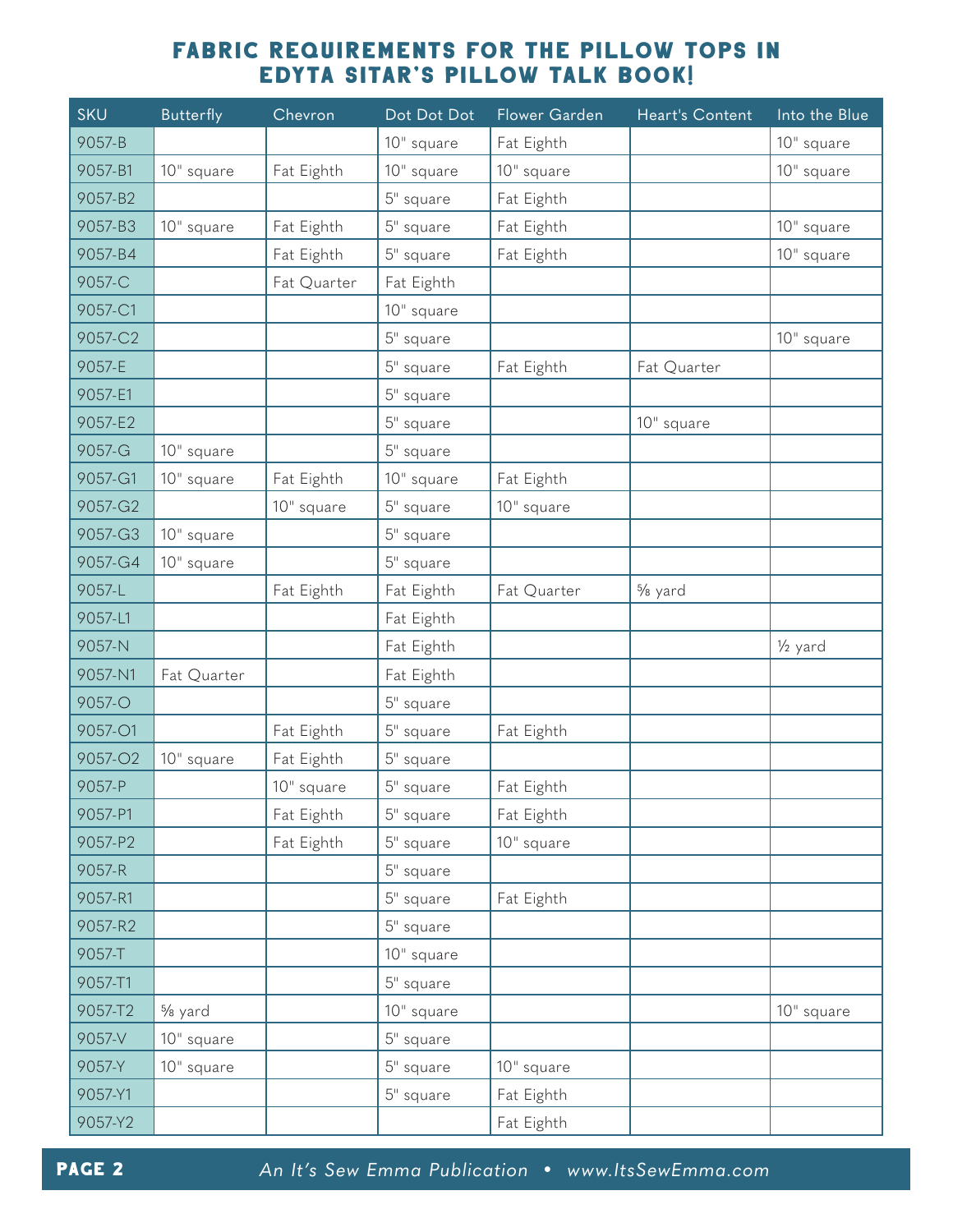# FABRIC REQUIREMENTS FOR THE PILLOW TOPS IN EDYTA SITAR'S PILLOW TALK BOOK!

| SKU | Butterfly | Chevron | Dot Dot Dot | Flower Garden | Heart's Content | Into the Blue |
|---|---|---|---|---|---|---|
| 9057-B | | | 10" square | Fat Eighth | | 10" square |
| 9057-B1 | 10" square | Fat Eighth | 10" square | 10" square | | 10" square |
| 9057-B2 | | | 5" square | Fat Eighth | | |
| 9057-B3 | 10" square | Fat Eighth | 5" square | Fat Eighth | | 10" square |
| 9057-B4 | | Fat Eighth | 5" square | Fat Eighth | | 10" square |
| 9057-C | | Fat Quarter | Fat Eighth | | | |
| 9057-C1 | | | 10" square | | | |
| 9057-C2 | | | 5" square | | | 10" square |
| 9057-E | | | 5" square | Fat Eighth | Fat Quarter | |
| 9057-E1 | | | 5" square | | | |
| 9057-E2 | | | 5" square | | 10" square | |
| 9057-G | 10" square | | 5" square | | | |
| 9057-G1 | 10" square | Fat Eighth | 10" square | Fat Eighth | | |
| 9057-G2 | | 10" square | 5" square | 10" square | | |
| 9057-G3 | 10" square | | 5" square | | | |
| 9057-G4 | 10" square | | 5" square | | | |
| 9057-L | | Fat Eighth | Fat Eighth | Fat Quarter | ⅝ yard | |
| 9057-L1 | | | Fat Eighth | | | |
| 9057-N | | | Fat Eighth | | | ½ yard |
| 9057-N1 | Fat Quarter | | Fat Eighth | | | |
| 9057-O | | | 5" square | | | |
| 9057-O1 | | Fat Eighth | 5" square | Fat Eighth | | |
| 9057-O2 | 10" square | Fat Eighth | 5" square | | | |
| 9057-P | | 10" square | 5" square | Fat Eighth | | |
| 9057-P1 | | Fat Eighth | 5" square | Fat Eighth | | |
| 9057-P2 | | Fat Eighth | 5" square | 10" square | | |
| 9057-R | | | 5" square | | | |
| 9057-R1 | | | 5" square | Fat Eighth | | |
| 9057-R2 | | | 5" square | | | |
| 9057-T | | | 10" square | | | |
| 9057-T1 | | | 5" square | | | |
| 9057-T2 | ⅝ yard | | 10" square | | | 10" square |
| 9057-V | 10" square | | 5" square | | | |
| 9057-Y | 10" square | | 5" square | 10" square | | |
| 9057-Y1 | | | 5" square | Fat Eighth | | |
| 9057-Y2 | | | | Fat Eighth | | |

*An It's Sew Emma Publication • www.ItsSewEmma.com*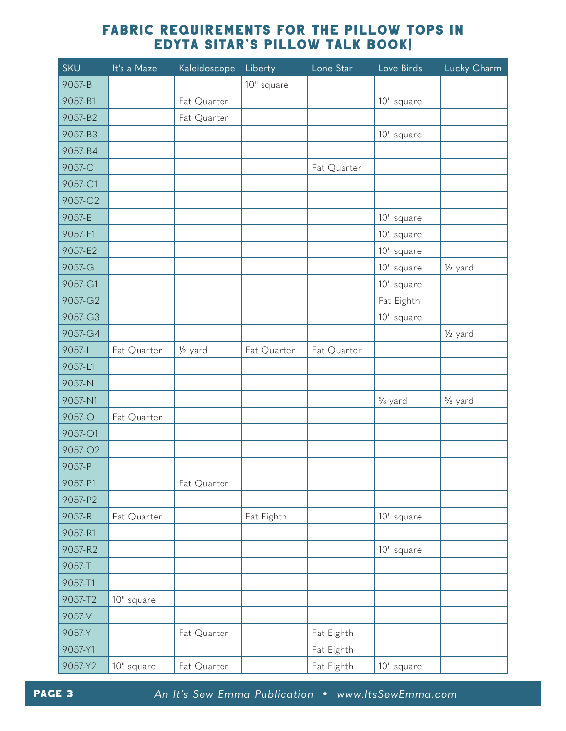# FABRIC REQUIREMENTS FOR THE PILLOW TOPS IN EDYTA SITAR'S PILLOW TALK BOOK!

| SKU | It's a Maze | Kaleidoscope | Liberty | Lone Star | Love Birds | Lucky Charm |
|---|---|---|---|---|---|---|
| 9057-B | | | 10" square | | | |
| 9057-B1 | | Fat Quarter | | | 10" square | |
| 9057-B2 | | Fat Quarter | | | | |
| 9057-B3 | | | | | 10" square | |
| 9057-B4 | | | | | | |
| 9057-C | | | | Fat Quarter | | |
| 9057-C1 | | | | | | |
| 9057-C2 | | | | | | |
| 9057-E | | | | | 10" square | |
| 9057-E1 | | | | | 10" square | |
| 9057-E2 | | | | | 10" square | |
| 9057-G | | | | | 10" square | ½ yard |
| 9057-G1 | | | | | 10" square | |
| 9057-G2 | | | | | Fat Eighth | |
| 9057-G3 | | | | | 10" square | |
| 9057-G4 | | | | | | ½ yard |
| 9057-L | Fat Quarter | ½ yard | Fat Quarter | Fat Quarter | | |
| 9057-L1 | | | | | | |
| 9057-N | | | | | | |
| 9057-N1 | | | | | ⅝ yard | ⅝ yard |
| 9057-O | Fat Quarter | | | | | |
| 9057-O1 | | | | | | |
| 9057-O2 | | | | | | |
| 9057-P | | | | | | |
| 9057-P1 | | Fat Quarter | | | | |
| 9057-P2 | | | | | | |
| 9057-R | Fat Quarter | | Fat Eighth | | 10" square | |
| 9057-R1 | | | | | | |
| 9057-R2 | | | | | 10" square | |
| 9057-T | | | | | | |
| 9057-T1 | | | | | | |
| 9057-T2 | 10" square | | | | | |
| 9057-V | | | | | | |
| 9057-Y | | Fat Quarter | | Fat Eighth | | |
| 9057-Y1 | | | | Fat Eighth | | |
| 9057-Y2 | 10" square | Fat Quarter | | Fat Eighth | 10" square | |

*An It's Sew Emma Publication • www.ItsSewEmma.com*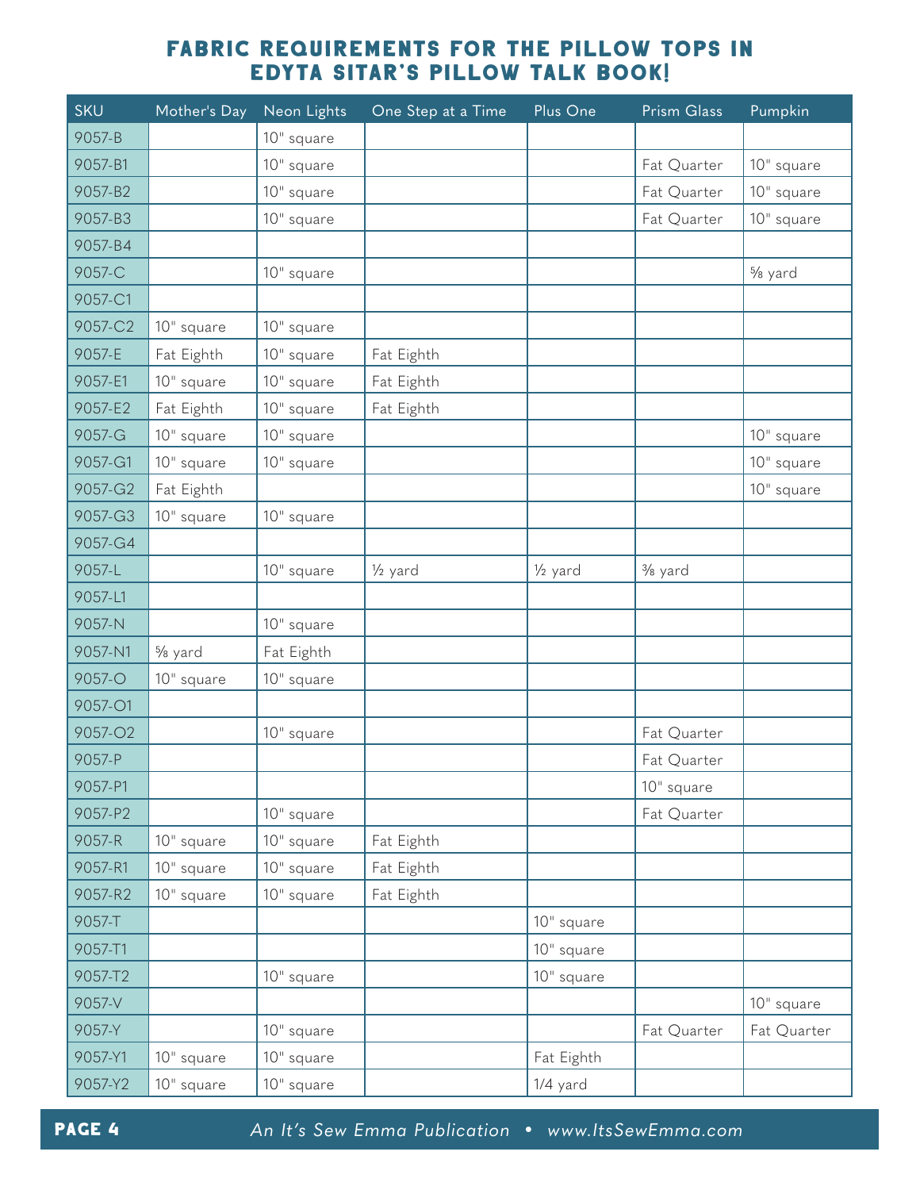# FABRIC REQUIREMENTS FOR THE PILLOW TOPS IN EDYTA SITAR'S PILLOW TALK BOOK!

| SKU | Mother's Day | Neon Lights | One Step at a Time | Plus One | Prism Glass | Pumpkin |
|---|---|---|---|---|---|---|
| 9057-B | | 10" square | | | | |
| 9057-B1 | | 10" square | | | Fat Quarter | 10" square |
| 9057-B2 | | 10" square | | | Fat Quarter | 10" square |
| 9057-B3 | | 10" square | | | Fat Quarter | 10" square |
| 9057-B4 | | | | | | |
| 9057-C | | 10" square | | | | ⅝ yard |
| 9057-C1 | | | | | | |
| 9057-C2 | 10" square | 10" square | | | | |
| 9057-E | Fat Eighth | 10" square | Fat Eighth | | | |
| 9057-E1 | 10" square | 10" square | Fat Eighth | | | |
| 9057-E2 | Fat Eighth | 10" square | Fat Eighth | | | |
| 9057-G | 10" square | 10" square | | | | 10" square |
| 9057-G1 | 10" square | 10" square | | | | 10" square |
| 9057-G2 | Fat Eighth | | | | | 10" square |
| 9057-G3 | 10" square | 10" square | | | | |
| 9057-G4 | | | | | | |
| 9057-L | | 10" square | ½ yard | ½ yard | ⅜ yard | |
| 9057-L1 | | | | | | |
| 9057-N | | 10" square | | | | |
| 9057-N1 | ⅝ yard | Fat Eighth | | | | |
| 9057-O | 10" square | 10" square | | | | |
| 9057-O1 | | | | | | |
| 9057-O2 | | 10" square | | | Fat Quarter | |
| 9057-P | | | | | Fat Quarter | |
| 9057-P1 | | | | | 10" square | |
| 9057-P2 | | 10" square | | | Fat Quarter | |
| 9057-R | 10" square | 10" square | Fat Eighth | | | |
| 9057-R1 | 10" square | 10" square | Fat Eighth | | | |
| 9057-R2 | 10" square | 10" square | Fat Eighth | | | |
| 9057-T | | | | 10" square | | |
| 9057-T1 | | | | 10" square | | |
| 9057-T2 | | 10" square | | 10" square | | |
| 9057-V | | | | | | 10" square |
| 9057-Y | | 10" square | | | Fat Quarter | Fat Quarter |
| 9057-Y1 | 10" square | 10" square | | Fat Eighth | | |
| 9057-Y2 | 10" square | 10" square | | 1/4 yard | | |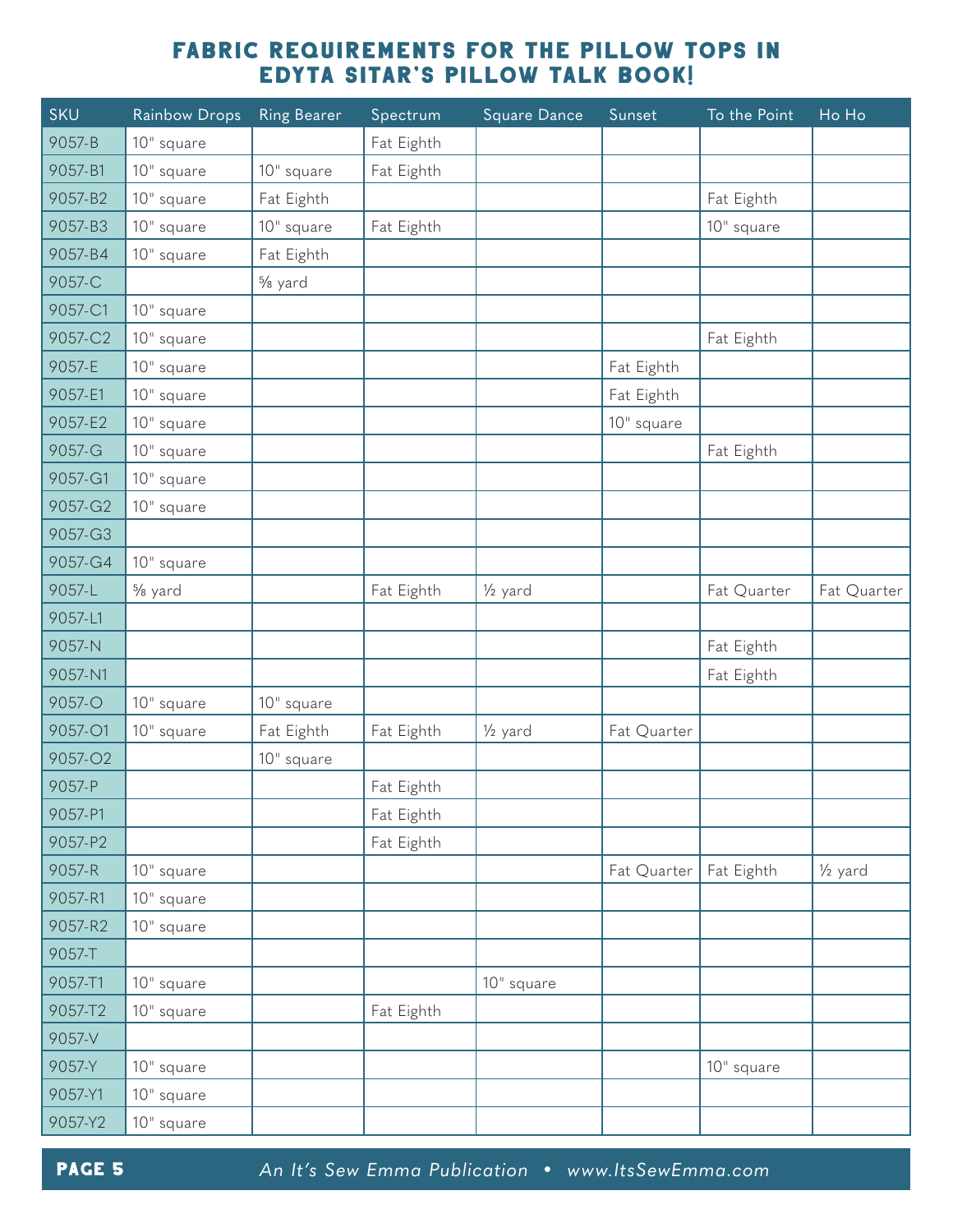# FABRIC REQUIREMENTS FOR THE PILLOW TOPS IN EDYTA SITAR'S PILLOW TALK BOOK!

| SKU | Rainbow Drops | Ring Bearer | Spectrum | Square Dance | Sunset | To the Point | Ho Ho |
|---|---|---|---|---|---|---|---|
| 9057-B | 10" square | | Fat Eighth | | | | |
| 9057-B1 | 10" square | 10" square | Fat Eighth | | | | |
| 9057-B2 | 10" square | Fat Eighth | | | | Fat Eighth | |
| 9057-B3 | 10" square | 10" square | Fat Eighth | | | 10" square | |
| 9057-B4 | 10" square | Fat Eighth | | | | | |
| 9057-C | | ⅝ yard | | | | | |
| 9057-C1 | 10" square | | | | | | |
| 9057-C2 | 10" square | | | | | Fat Eighth | |
| 9057-E | 10" square | | | | Fat Eighth | | |
| 9057-E1 | 10" square | | | | Fat Eighth | | |
| 9057-E2 | 10" square | | | | 10" square | | |
| 9057-G | 10" square | | | | | Fat Eighth | |
| 9057-G1 | 10" square | | | | | | |
| 9057-G2 | 10" square | | | | | | |
| 9057-G3 | | | | | | | |
| 9057-G4 | 10" square | | | | | | |
| 9057-L | ⅝ yard | | Fat Eighth | ½ yard | | Fat Quarter | Fat Quarter |
| 9057-L1 | | | | | | | |
| 9057-N | | | | | | Fat Eighth | |
| 9057-N1 | | | | | | Fat Eighth | |
| 9057-O | 10" square | 10" square | | | | | |
| 9057-O1 | 10" square | Fat Eighth | Fat Eighth | ½ yard | Fat Quarter | | |
| 9057-O2 | | 10" square | | | | | |
| 9057-P | | | Fat Eighth | | | | |
| 9057-P1 | | | Fat Eighth | | | | |
| 9057-P2 | | | Fat Eighth | | | | |
| 9057-R | 10" square | | | | Fat Quarter | Fat Eighth | ½ yard |
| 9057-R1 | 10" square | | | | | | |
| 9057-R2 | 10" square | | | | | | |
| 9057-T | | | | | | | |
| 9057-T1 | 10" square | | | 10" square | | | |
| 9057-T2 | 10" square | | Fat Eighth | | | | |
| 9057-V | | | | | | | |
| 9057-Y | 10" square | | | | | 10" square | |
| 9057-Y1 | 10" square | | | | | | |
| 9057-Y2 | 10" square | | | | | | |

*An It's Sew Emma Publication • www.ItsSewEmma.com*